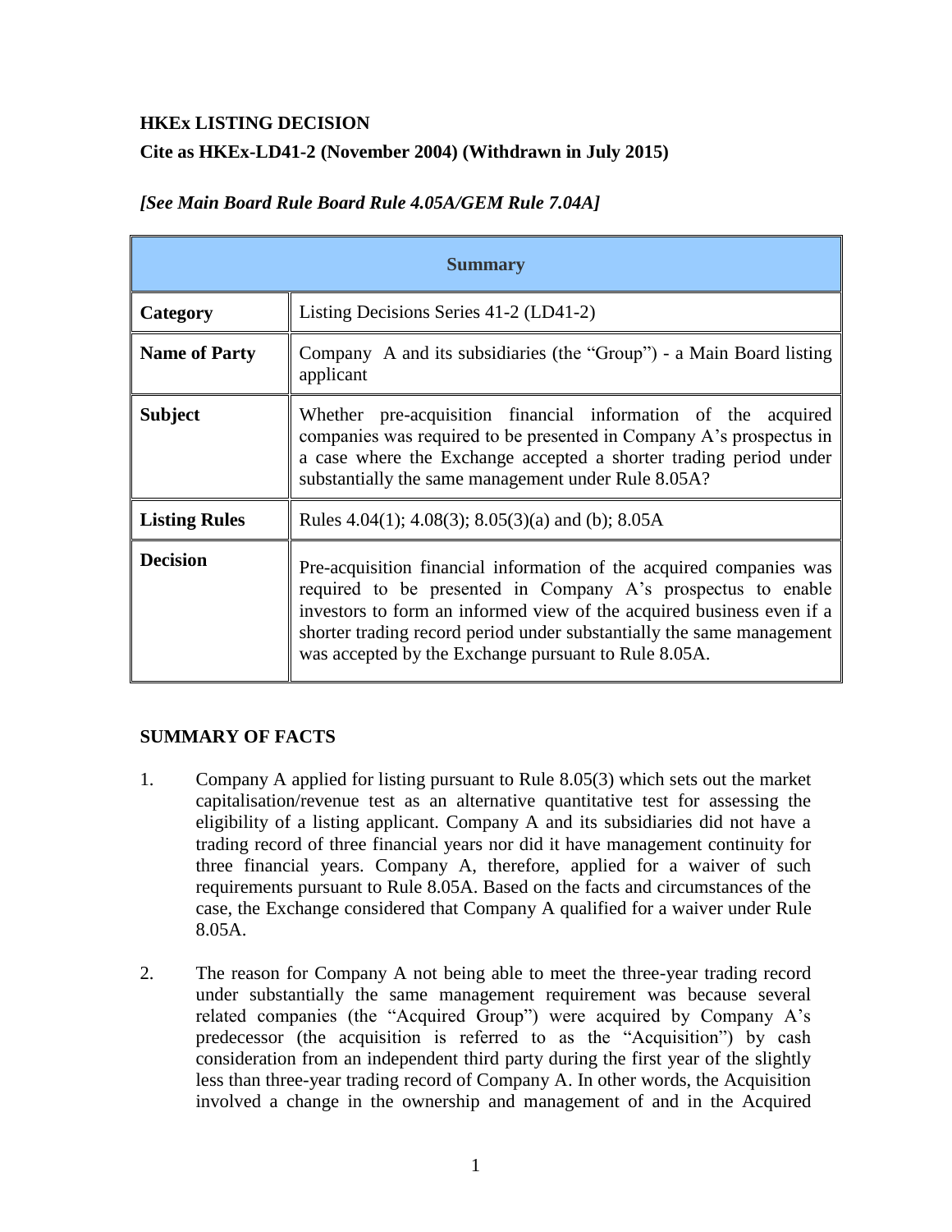**HKEx LISTING DECISION**

**Cite as HKEx-LD41-2 (November 2004) (Withdrawn in July 2015)**

***[See Main Board Rule Board Rule 4.05A/GEM Rule 7.04A]***

| **Summary** | |
|---|---|
| **Category** | Listing Decisions Series 41-2 (LD41-2) |
| **Name of Party** | Company A and its subsidiaries (the "Group") - a Main Board listing applicant |
| **Subject** | Whether pre-acquisition financial information of the acquired companies was required to be presented in Company A's prospectus in a case where the Exchange accepted a shorter trading period under substantially the same management under Rule 8.05A? |
| **Listing Rules** | Rules 4.04(1); 4.08(3); 8.05(3)(a) and (b); 8.05A |
| **Decision** | Pre-acquisition financial information of the acquired companies was required to be presented in Company A's prospectus to enable investors to form an informed view of the acquired business even if a shorter trading record period under substantially the same management was accepted by the Exchange pursuant to Rule 8.05A. |

**SUMMARY OF FACTS**

1. Company A applied for listing pursuant to Rule 8.05(3) which sets out the market capitalisation/revenue test as an alternative quantitative test for assessing the eligibility of a listing applicant. Company A and its subsidiaries did not have a trading record of three financial years nor did it have management continuity for three financial years. Company A, therefore, applied for a waiver of such requirements pursuant to Rule 8.05A. Based on the facts and circumstances of the case, the Exchange considered that Company A qualified for a waiver under Rule 8.05A.

2. The reason for Company A not being able to meet the three-year trading record under substantially the same management requirement was because several related companies (the "Acquired Group") were acquired by Company A's predecessor (the acquisition is referred to as the "Acquisition") by cash consideration from an independent third party during the first year of the slightly less than three-year trading record of Company A. In other words, the Acquisition involved a change in the ownership and management of and in the Acquired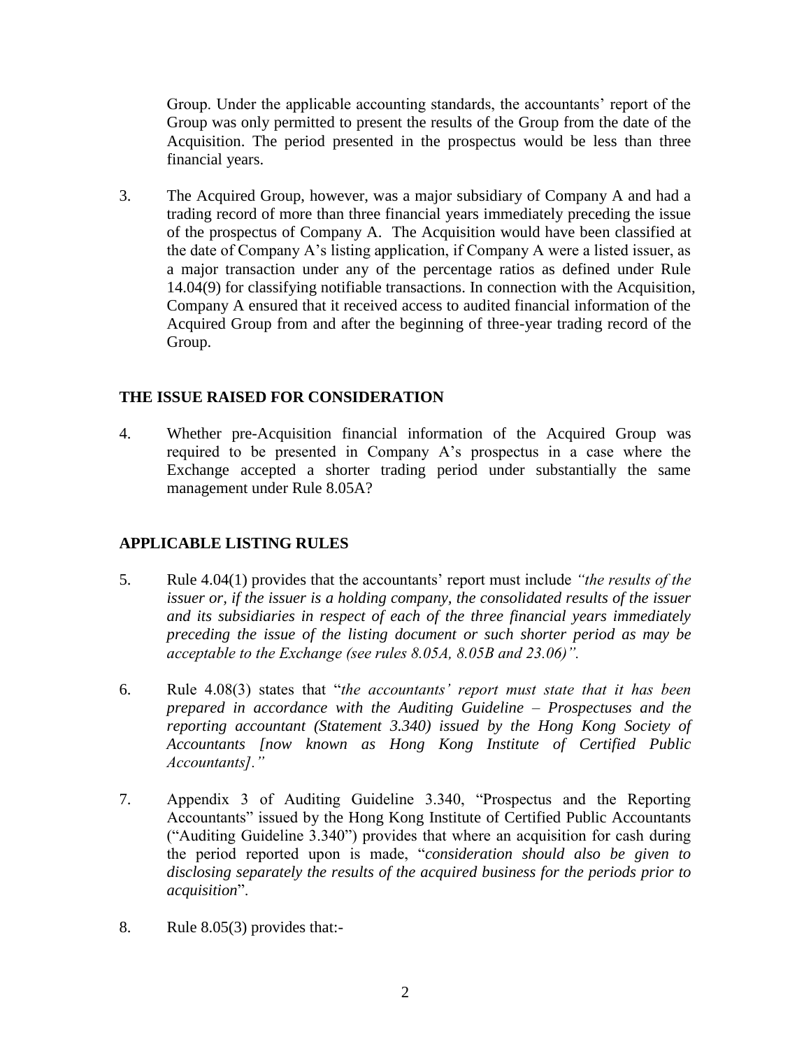Group. Under the applicable accounting standards, the accountants' report of the Group was only permitted to present the results of the Group from the date of the Acquisition. The period presented in the prospectus would be less than three financial years.

3. The Acquired Group, however, was a major subsidiary of Company A and had a trading record of more than three financial years immediately preceding the issue of the prospectus of Company A. The Acquisition would have been classified at the date of Company A's listing application, if Company A were a listed issuer, as a major transaction under any of the percentage ratios as defined under Rule 14.04(9) for classifying notifiable transactions. In connection with the Acquisition, Company A ensured that it received access to audited financial information of the Acquired Group from and after the beginning of three-year trading record of the Group.

## THE ISSUE RAISED FOR CONSIDERATION

4. Whether pre-Acquisition financial information of the Acquired Group was required to be presented in Company A's prospectus in a case where the Exchange accepted a shorter trading period under substantially the same management under Rule 8.05A?

## APPLICABLE LISTING RULES

5. Rule 4.04(1) provides that the accountants' report must include *"the results of the issuer or, if the issuer is a holding company, the consolidated results of the issuer and its subsidiaries in respect of each of the three financial years immediately preceding the issue of the listing document or such shorter period as may be acceptable to the Exchange (see rules 8.05A, 8.05B and 23.06)".*

6. Rule 4.08(3) states that "*the accountants' report must state that it has been prepared in accordance with the Auditing Guideline – Prospectuses and the reporting accountant (Statement 3.340) issued by the Hong Kong Society of Accountants [now known as Hong Kong Institute of Certified Public Accountants]."*

7. Appendix 3 of Auditing Guideline 3.340, "Prospectus and the Reporting Accountants" issued by the Hong Kong Institute of Certified Public Accountants ("Auditing Guideline 3.340") provides that where an acquisition for cash during the period reported upon is made, "*consideration should also be given to disclosing separately the results of the acquired business for the periods prior to acquisition*".

8. Rule 8.05(3) provides that:-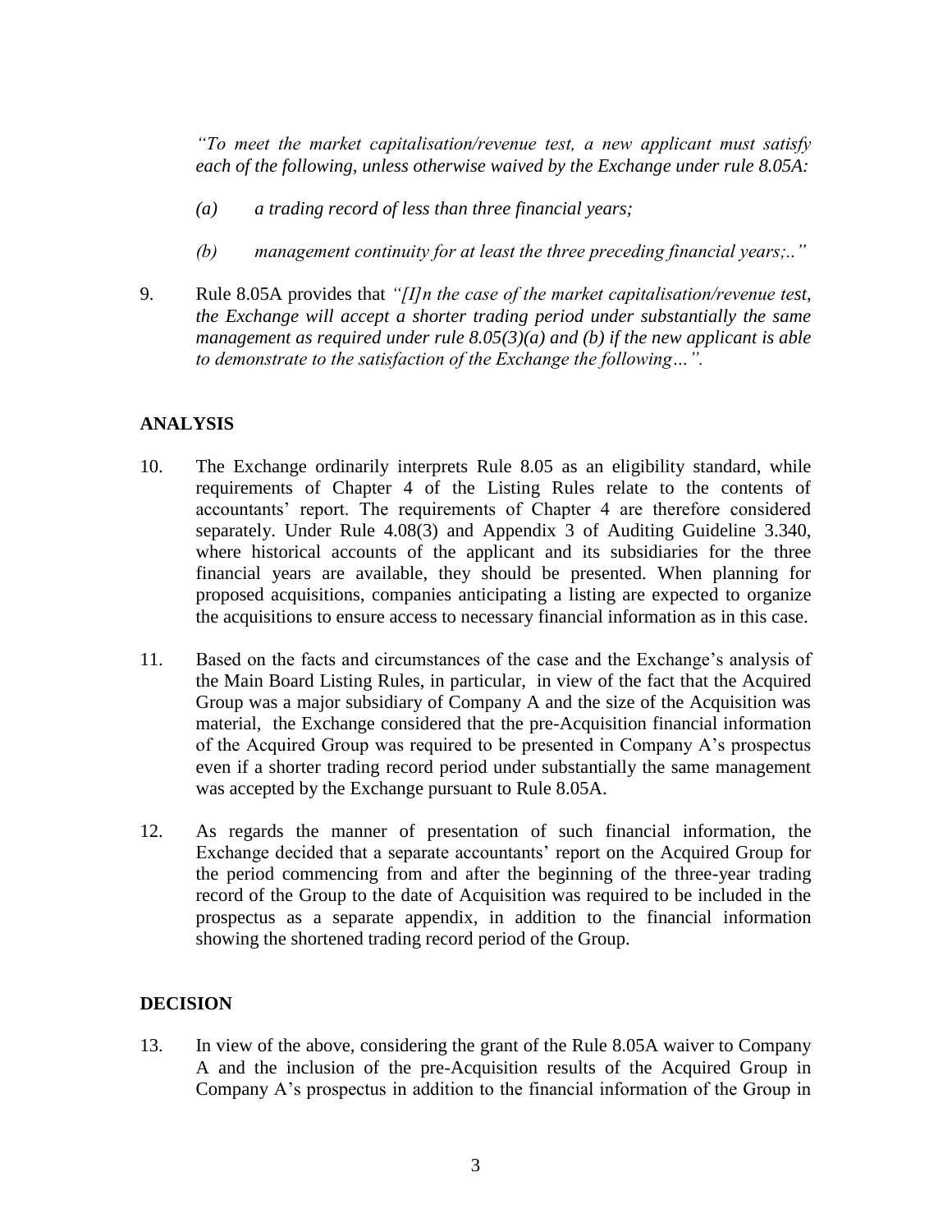*"To meet the market capitalisation/revenue test, a new applicant must satisfy each of the following, unless otherwise waived by the Exchange under rule 8.05A:*

> *(a) a trading record of less than three financial years;*
>
> *(b) management continuity for at least the three preceding financial years;.."*

9. Rule 8.05A provides that *"[I]n the case of the market capitalisation/revenue test, the Exchange will accept a shorter trading period under substantially the same management as required under rule 8.05(3)(a) and (b) if the new applicant is able to demonstrate to the satisfaction of the Exchange the following…".*

## ANALYSIS

10. The Exchange ordinarily interprets Rule 8.05 as an eligibility standard, while requirements of Chapter 4 of the Listing Rules relate to the contents of accountants' report. The requirements of Chapter 4 are therefore considered separately. Under Rule 4.08(3) and Appendix 3 of Auditing Guideline 3.340, where historical accounts of the applicant and its subsidiaries for the three financial years are available, they should be presented. When planning for proposed acquisitions, companies anticipating a listing are expected to organize the acquisitions to ensure access to necessary financial information as in this case.

11. Based on the facts and circumstances of the case and the Exchange's analysis of the Main Board Listing Rules, in particular, in view of the fact that the Acquired Group was a major subsidiary of Company A and the size of the Acquisition was material, the Exchange considered that the pre-Acquisition financial information of the Acquired Group was required to be presented in Company A's prospectus even if a shorter trading record period under substantially the same management was accepted by the Exchange pursuant to Rule 8.05A.

12. As regards the manner of presentation of such financial information, the Exchange decided that a separate accountants' report on the Acquired Group for the period commencing from and after the beginning of the three-year trading record of the Group to the date of Acquisition was required to be included in the prospectus as a separate appendix, in addition to the financial information showing the shortened trading record period of the Group.

## DECISION

13. In view of the above, considering the grant of the Rule 8.05A waiver to Company A and the inclusion of the pre-Acquisition results of the Acquired Group in Company A's prospectus in addition to the financial information of the Group in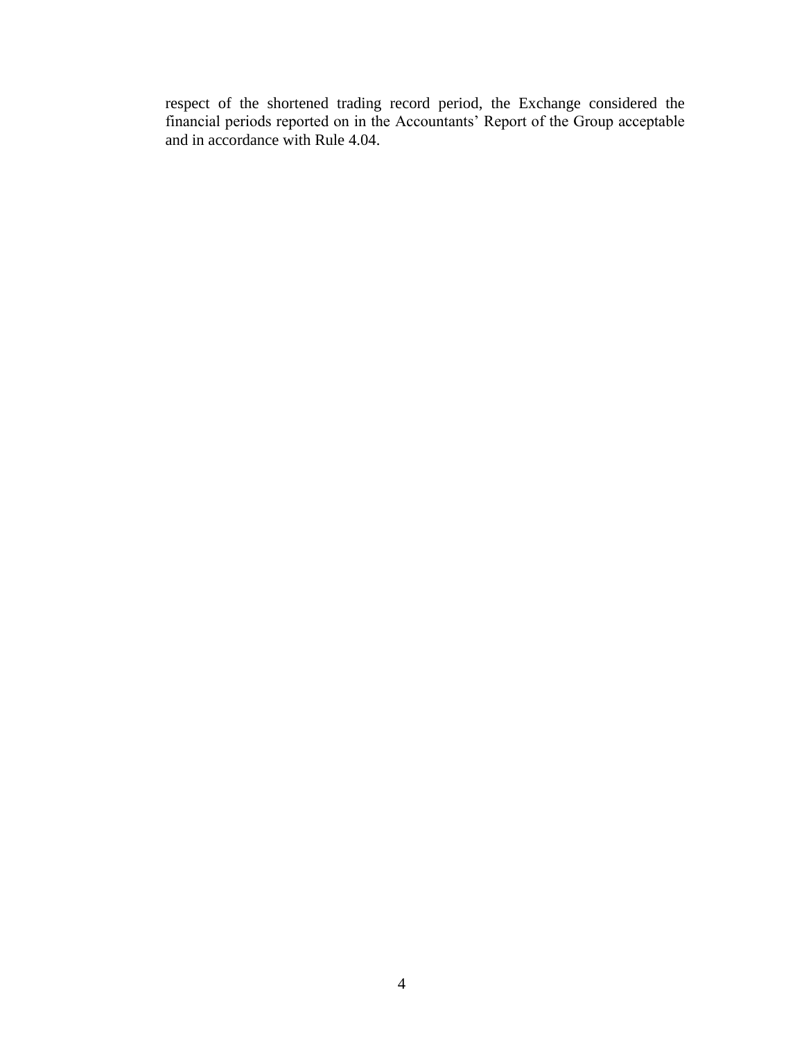respect of the shortened trading record period, the Exchange considered the financial periods reported on in the Accountants' Report of the Group acceptable and in accordance with Rule 4.04.